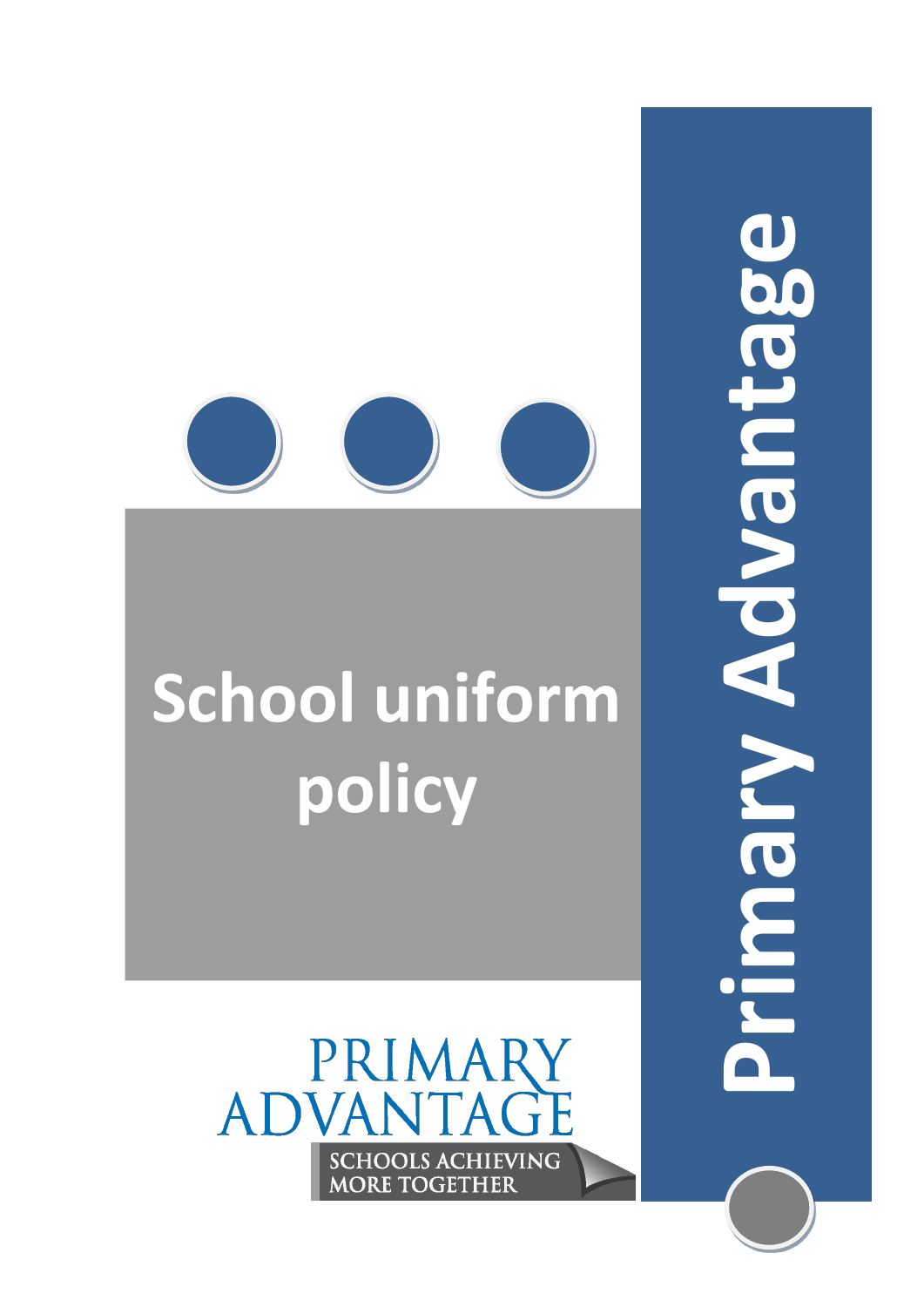# School uniform policy

Primary Advantage

PRIMARY ADVANTAGE

SCHOOLS ACHIEVING MORE TOGETHER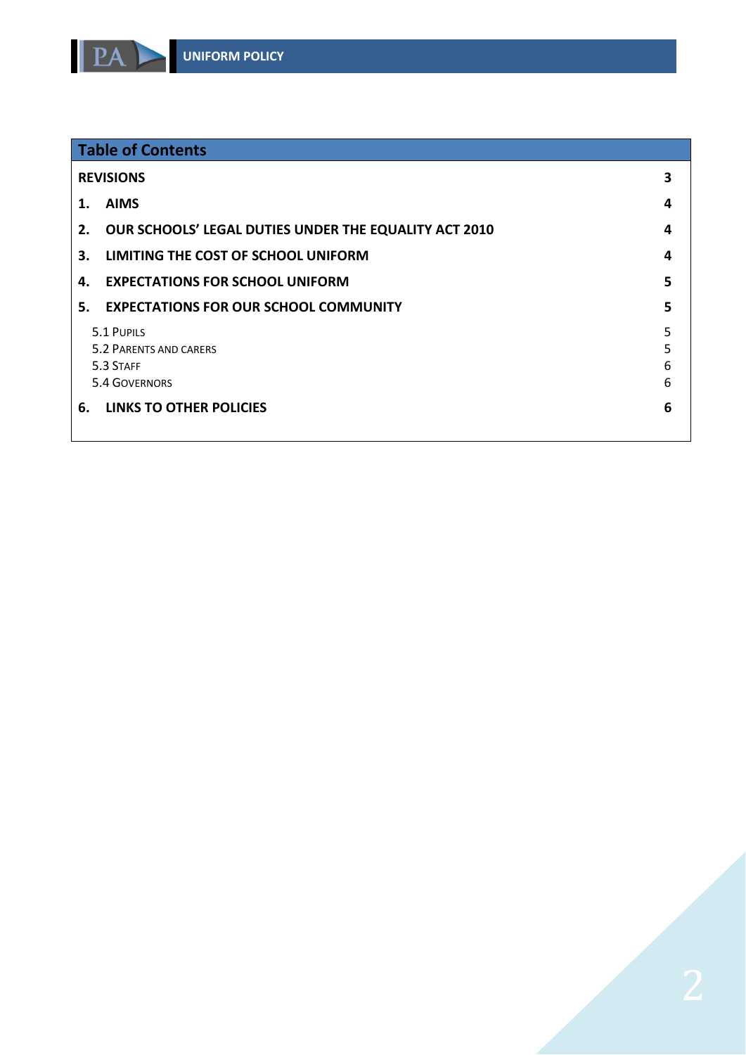## Table of Contents

| | |
|---|---|
| **REVISIONS** | **3** |
| **1. AIMS** | **4** |
| **2. OUR SCHOOLS' LEGAL DUTIES UNDER THE EQUALITY ACT 2010** | **4** |
| **3. LIMITING THE COST OF SCHOOL UNIFORM** | **4** |
| **4. EXPECTATIONS FOR SCHOOL UNIFORM** | **5** |
| **5. EXPECTATIONS FOR OUR SCHOOL COMMUNITY** | **5** |
| 5.1 Pupils | 5 |
| 5.2 Parents and carers | 5 |
| 5.3 Staff | 6 |
| 5.4 Governors | 6 |
| **6. LINKS TO OTHER POLICIES** | **6** |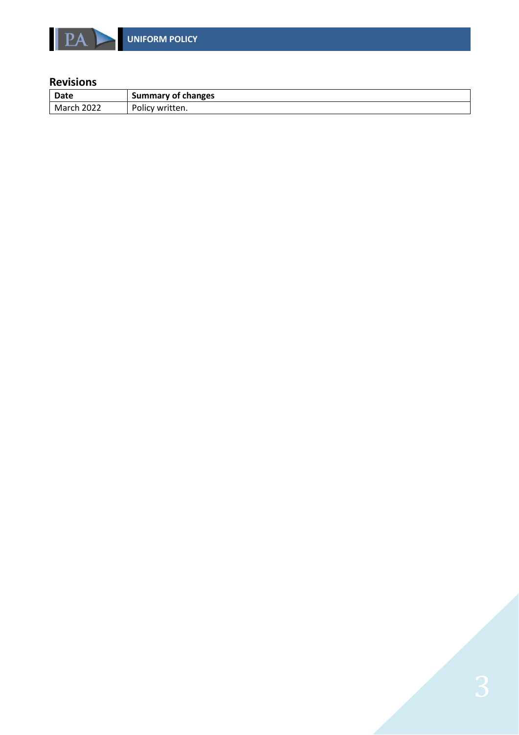## Revisions

| Date | Summary of changes |
| --- | --- |
| March 2022 | Policy written. |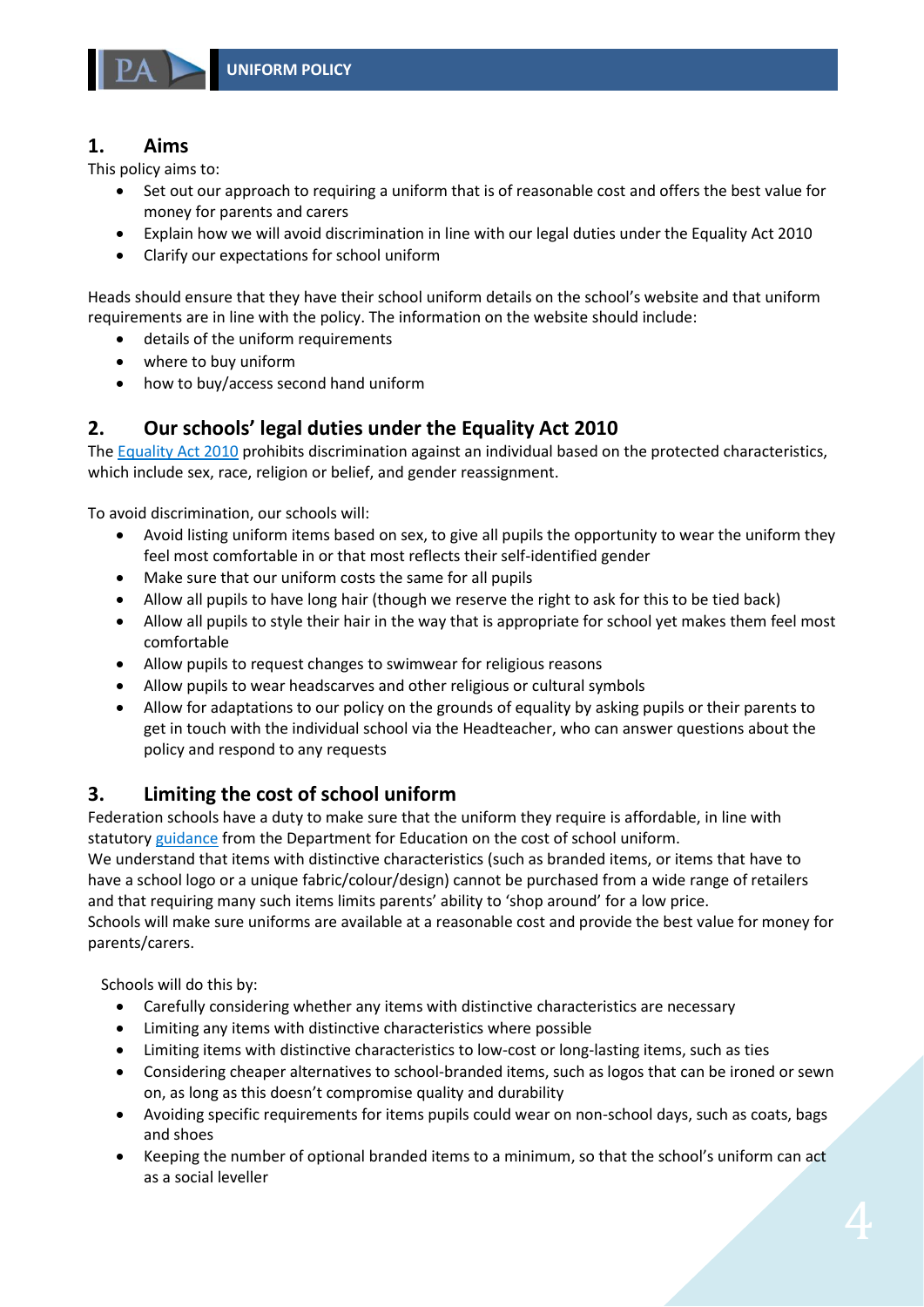## 1. Aims

This policy aims to:

- Set out our approach to requiring a uniform that is of reasonable cost and offers the best value for money for parents and carers
- Explain how we will avoid discrimination in line with our legal duties under the Equality Act 2010
- Clarify our expectations for school uniform

Heads should ensure that they have their school uniform details on the school's website and that uniform requirements are in line with the policy. The information on the website should include:

- details of the uniform requirements
- where to buy uniform
- how to buy/access second hand uniform

## 2. Our schools' legal duties under the Equality Act 2010

The Equality Act 2010 prohibits discrimination against an individual based on the protected characteristics, which include sex, race, religion or belief, and gender reassignment.

To avoid discrimination, our schools will:

- Avoid listing uniform items based on sex, to give all pupils the opportunity to wear the uniform they feel most comfortable in or that most reflects their self-identified gender
- Make sure that our uniform costs the same for all pupils
- Allow all pupils to have long hair (though we reserve the right to ask for this to be tied back)
- Allow all pupils to style their hair in the way that is appropriate for school yet makes them feel most comfortable
- Allow pupils to request changes to swimwear for religious reasons
- Allow pupils to wear headscarves and other religious or cultural symbols
- Allow for adaptations to our policy on the grounds of equality by asking pupils or their parents to get in touch with the individual school via the Headteacher, who can answer questions about the policy and respond to any requests

## 3. Limiting the cost of school uniform

Federation schools have a duty to make sure that the uniform they require is affordable, in line with statutory guidance from the Department for Education on the cost of school uniform.
We understand that items with distinctive characteristics (such as branded items, or items that have to have a school logo or a unique fabric/colour/design) cannot be purchased from a wide range of retailers and that requiring many such items limits parents' ability to 'shop around' for a low price.
Schools will make sure uniforms are available at a reasonable cost and provide the best value for money for parents/carers.

Schools will do this by:

- Carefully considering whether any items with distinctive characteristics are necessary
- Limiting any items with distinctive characteristics where possible
- Limiting items with distinctive characteristics to low-cost or long-lasting items, such as ties
- Considering cheaper alternatives to school-branded items, such as logos that can be ironed or sewn on, as long as this doesn't compromise quality and durability
- Avoiding specific requirements for items pupils could wear on non-school days, such as coats, bags and shoes
- Keeping the number of optional branded items to a minimum, so that the school's uniform can act as a social leveller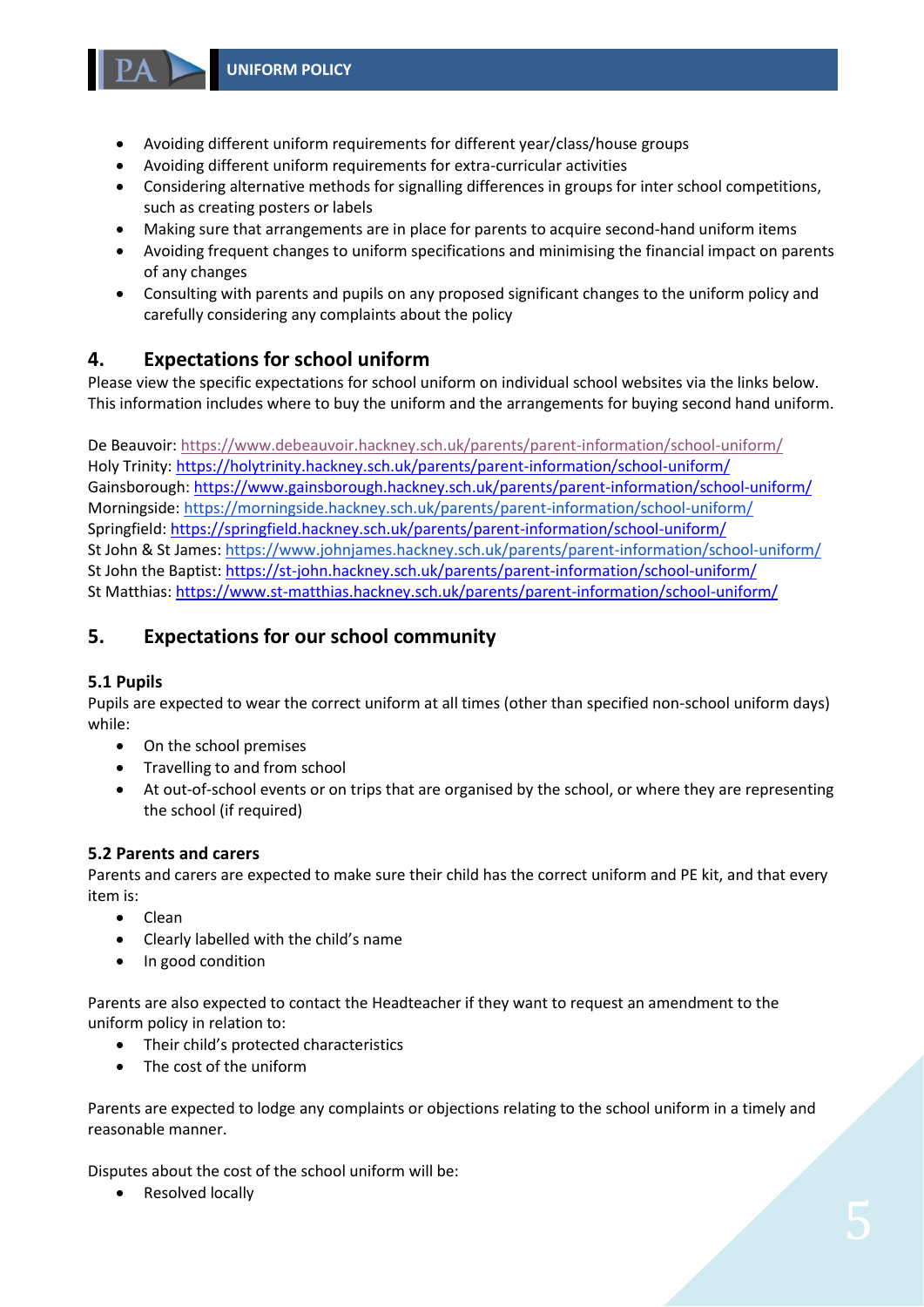- Avoiding different uniform requirements for different year/class/house groups
- Avoiding different uniform requirements for extra-curricular activities
- Considering alternative methods for signalling differences in groups for inter school competitions, such as creating posters or labels
- Making sure that arrangements are in place for parents to acquire second-hand uniform items
- Avoiding frequent changes to uniform specifications and minimising the financial impact on parents of any changes
- Consulting with parents and pupils on any proposed significant changes to the uniform policy and carefully considering any complaints about the policy

## 4. Expectations for school uniform

Please view the specific expectations for school uniform on individual school websites via the links below. This information includes where to buy the uniform and the arrangements for buying second hand uniform.

De Beauvoir: https://www.debeauvoir.hackney.sch.uk/parents/parent-information/school-uniform/
Holy Trinity: https://holytrinity.hackney.sch.uk/parents/parent-information/school-uniform/
Gainsborough: https://www.gainsborough.hackney.sch.uk/parents/parent-information/school-uniform/
Morningside: https://morningside.hackney.sch.uk/parents/parent-information/school-uniform/
Springfield: https://springfield.hackney.sch.uk/parents/parent-information/school-uniform/
St John & St James: https://www.johnjames.hackney.sch.uk/parents/parent-information/school-uniform/
St John the Baptist: https://st-john.hackney.sch.uk/parents/parent-information/school-uniform/
St Matthias: https://www.st-matthias.hackney.sch.uk/parents/parent-information/school-uniform/

## 5. Expectations for our school community

### 5.1 Pupils

Pupils are expected to wear the correct uniform at all times (other than specified non-school uniform days) while:

- On the school premises
- Travelling to and from school
- At out-of-school events or on trips that are organised by the school, or where they are representing the school (if required)

### 5.2 Parents and carers

Parents and carers are expected to make sure their child has the correct uniform and PE kit, and that every item is:

- Clean
- Clearly labelled with the child's name
- In good condition

Parents are also expected to contact the Headteacher if they want to request an amendment to the uniform policy in relation to:

- Their child's protected characteristics
- The cost of the uniform

Parents are expected to lodge any complaints or objections relating to the school uniform in a timely and reasonable manner.

Disputes about the cost of the school uniform will be:

- Resolved locally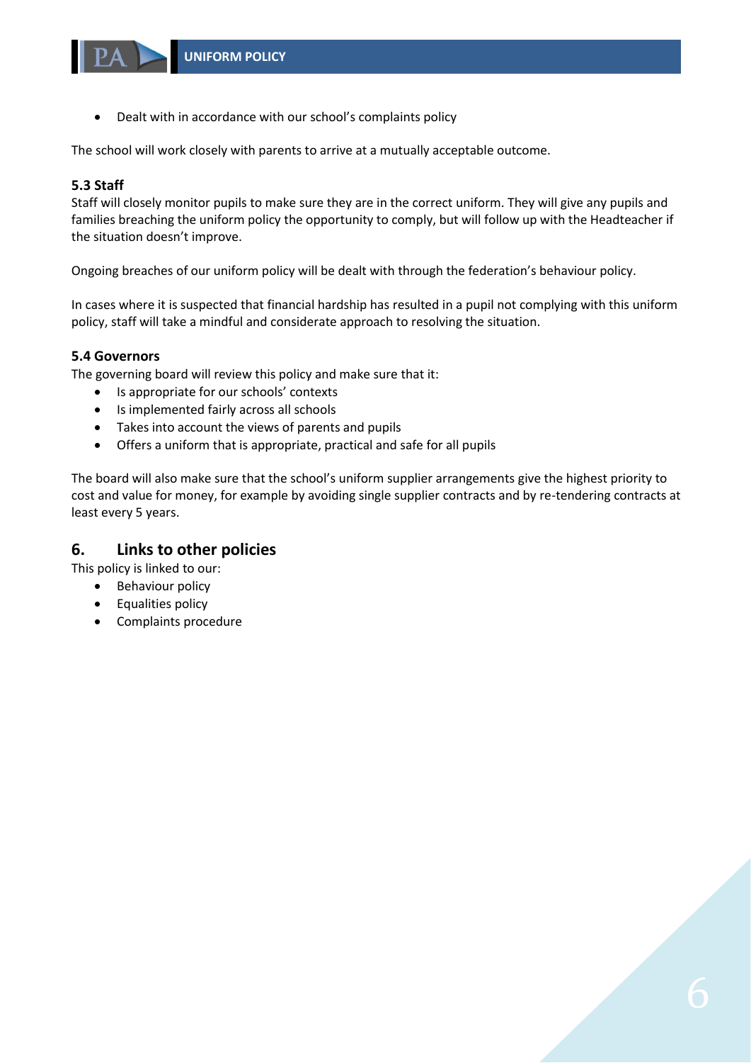- Dealt with in accordance with our school's complaints policy

The school will work closely with parents to arrive at a mutually acceptable outcome.

### 5.3 Staff

Staff will closely monitor pupils to make sure they are in the correct uniform. They will give any pupils and families breaching the uniform policy the opportunity to comply, but will follow up with the Headteacher if the situation doesn't improve.

Ongoing breaches of our uniform policy will be dealt with through the federation's behaviour policy.

In cases where it is suspected that financial hardship has resulted in a pupil not complying with this uniform policy, staff will take a mindful and considerate approach to resolving the situation.

### 5.4 Governors

The governing board will review this policy and make sure that it:

- Is appropriate for our schools' contexts
- Is implemented fairly across all schools
- Takes into account the views of parents and pupils
- Offers a uniform that is appropriate, practical and safe for all pupils

The board will also make sure that the school's uniform supplier arrangements give the highest priority to cost and value for money, for example by avoiding single supplier contracts and by re-tendering contracts at least every 5 years.

## 6. Links to other policies

This policy is linked to our:

- Behaviour policy
- Equalities policy
- Complaints procedure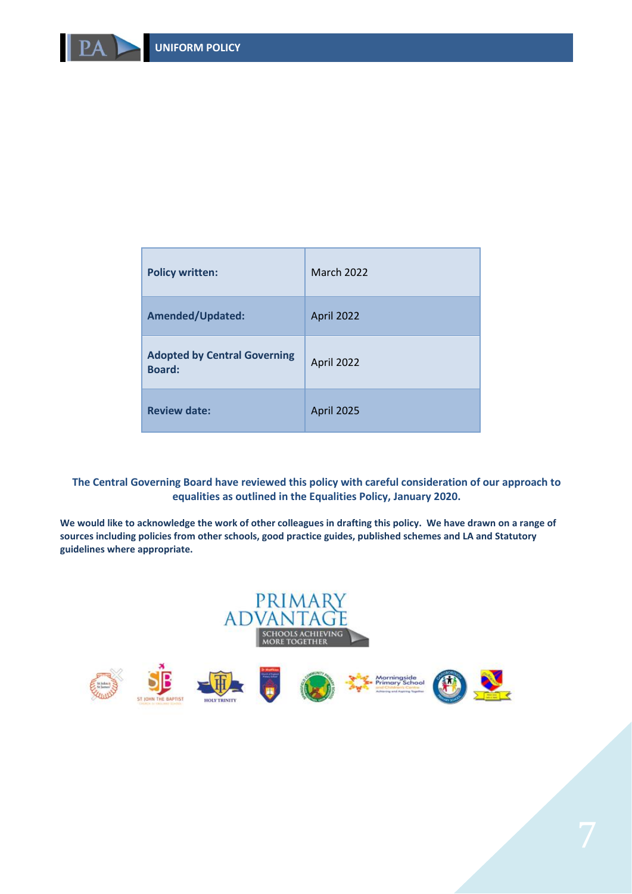# UNIFORM POLICY

| | |
|---|---|
| **Policy written:** | March 2022 |
| **Amended/Updated:** | April 2022 |
| **Adopted by Central Governing Board:** | April 2022 |
| **Review date:** | April 2025 |

**The Central Governing Board have reviewed this policy with careful consideration of our approach to equalities as outlined in the Equalities Policy, January 2020.**

**We would like to acknowledge the work of other colleagues in drafting this policy. We have drawn on a range of sources including policies from other schools, good practice guides, published schemes and LA and Statutory guidelines where appropriate.**

PRIMARY ADVANTAGE
SCHOOLS ACHIEVING MORE TOGETHER